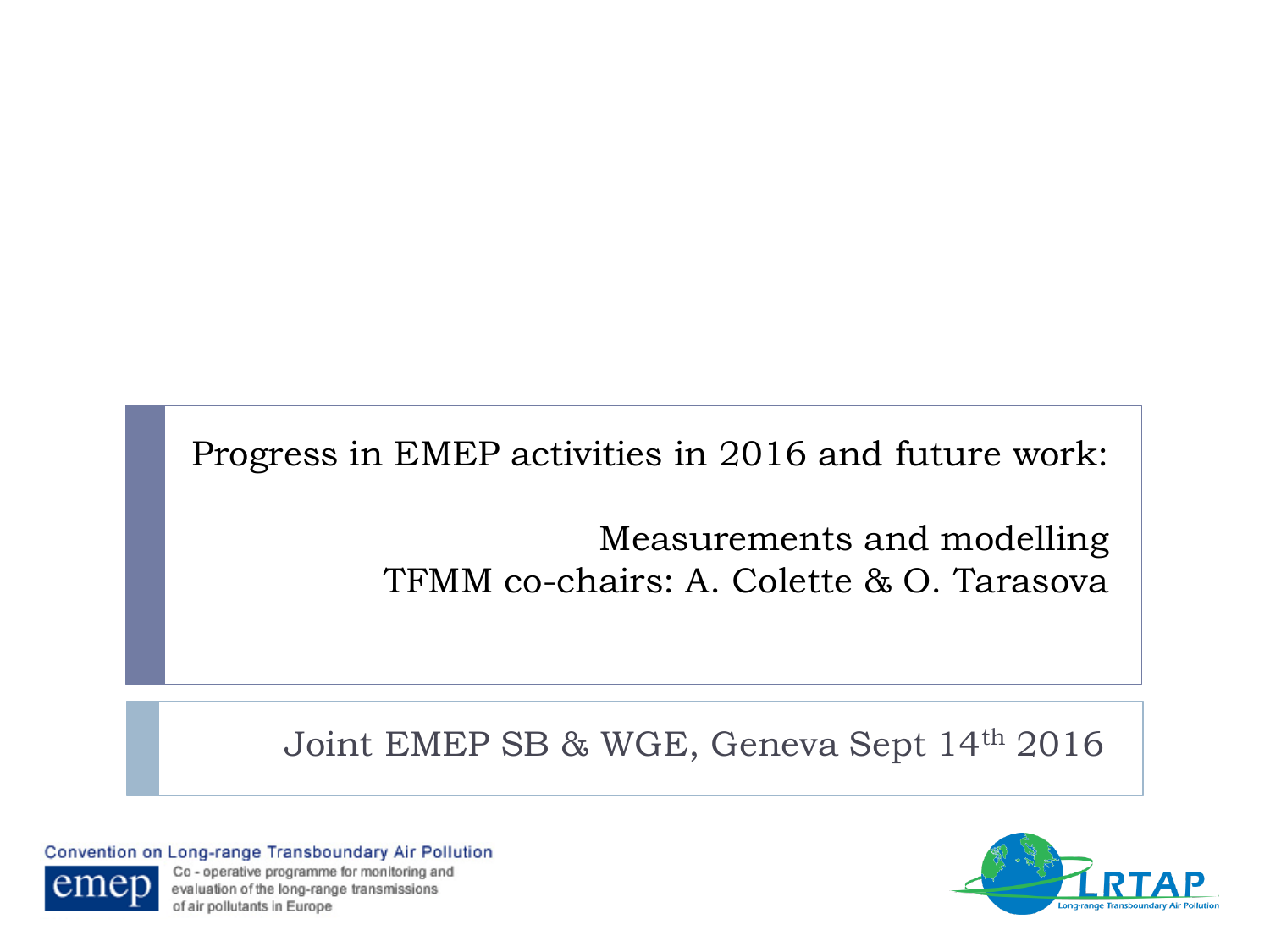# Progress in EMEP activities in 2016 and future work:

## Measurements and modelling

TFMM co-chairs: A. Colette & O. Tarasova

Joint EMEP SB & WGE, Geneva Sept 14th 2016

Convention on Long-range Transboundary Air Pollution

emep Co - operative programme for monitoring and evaluation of the long-range transmissions of air pollutants in Europe

LRTAP Long-range Transboundary Air Pollution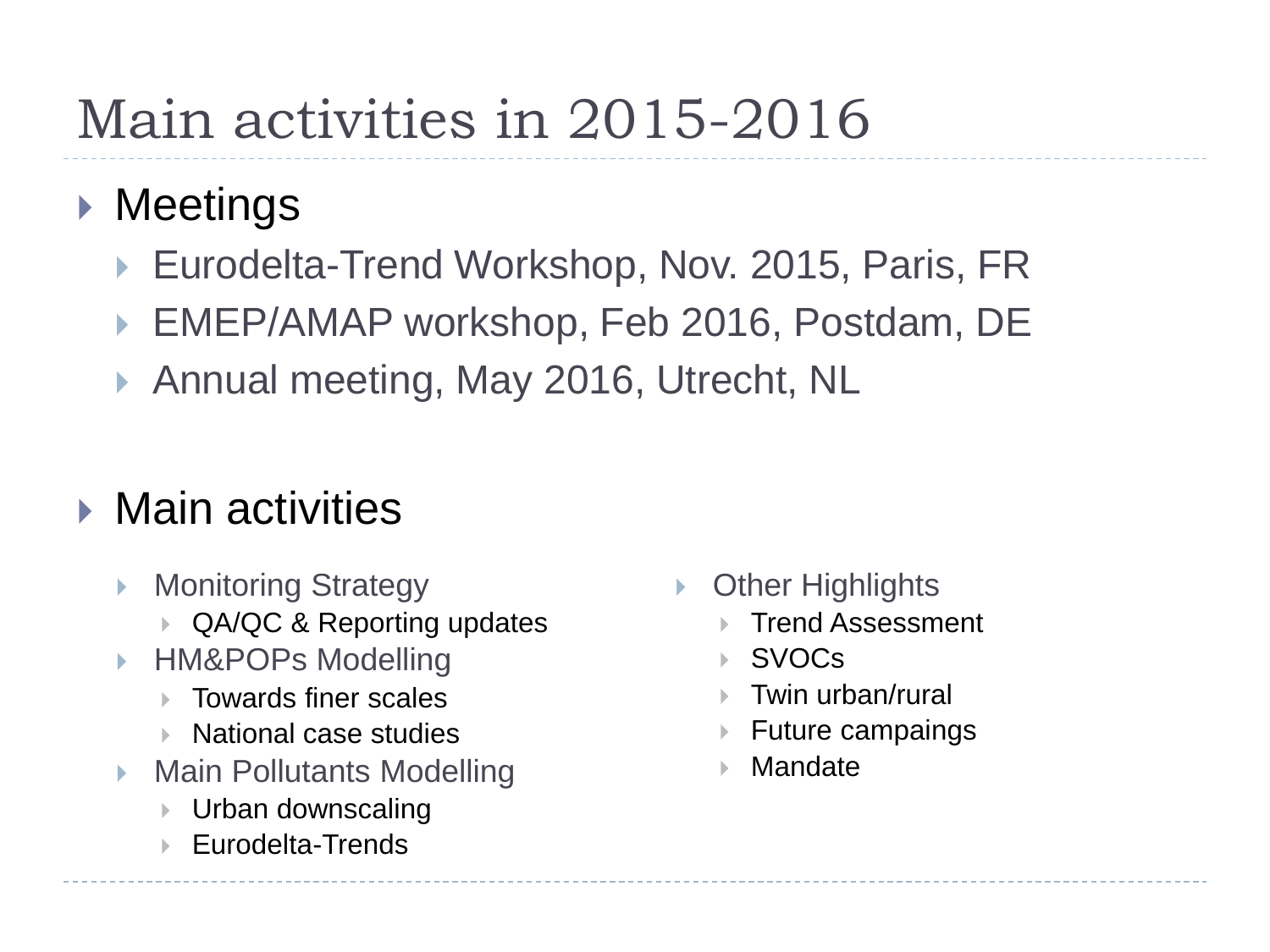# Main activities in 2015-2016

- Meetings
  - Eurodelta-Trend Workshop, Nov. 2015, Paris, FR
  - EMEP/AMAP workshop, Feb 2016, Postdam, DE
  - Annual meeting, May 2016, Utrecht, NL

- Main activities
  - Monitoring Strategy
    - QA/QC & Reporting updates
  - HM&POPs Modelling
    - Towards finer scales
    - National case studies
  - Main Pollutants Modelling
    - Urban downscaling
    - Eurodelta-Trends
  - Other Highlights
    - Trend Assessment
    - SVOCs
    - Twin urban/rural
    - Future campaings
    - Mandate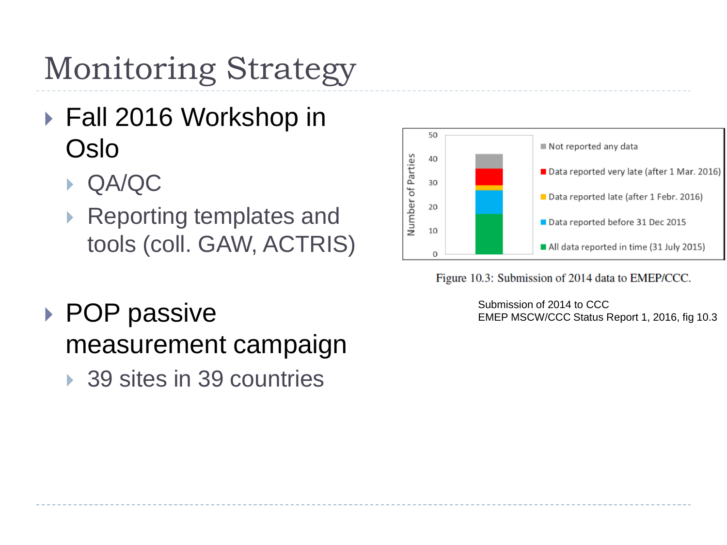# Monitoring Strategy

- Fall 2016 Workshop in Oslo
  - QA/QC
  - Reporting templates and tools (coll. GAW, ACTRIS)

Number of Parties

50
40
30
20
10
0

- Not reported any data
- Data reported very late (after 1 Mar. 2016)
- Data reported late (after 1 Febr. 2016)
- Data reported before 31 Dec 2015
- All data reported in time (31 July 2015)

Figure 10.3: Submission of 2014 data to EMEP/CCC.

Submission of 2014 to CCC
EMEP MSCW/CCC Status Report 1, 2016, fig 10.3

- POP passive measurement campaign
  - 39 sites in 39 countries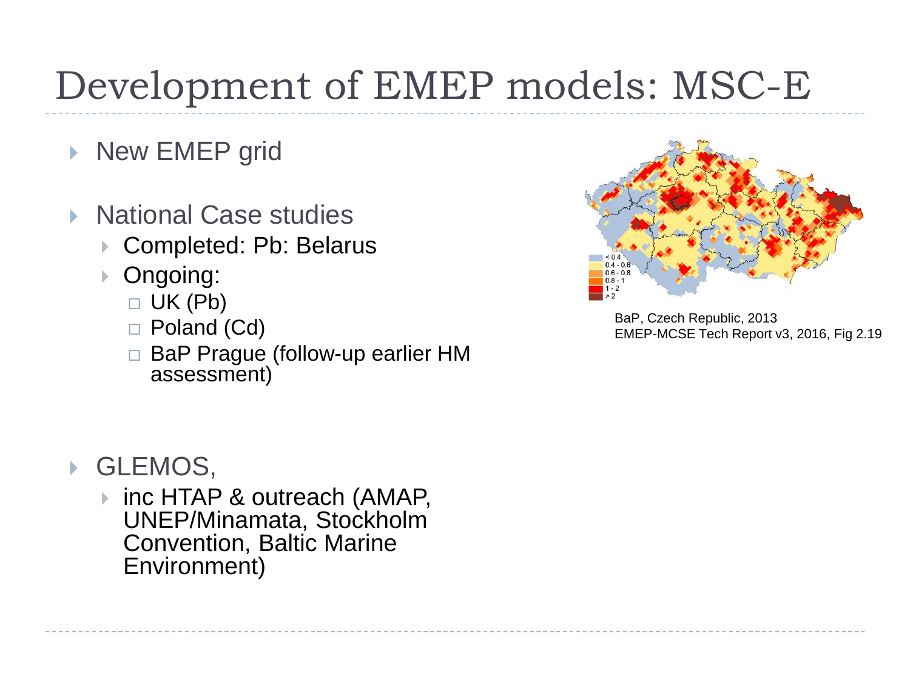# Development of EMEP models: MSC-E

- New EMEP grid
- National Case studies
  - Completed: Pb: Belarus
  - Ongoing:
    - UK (Pb)
    - Poland (Cd)
    - BaP Prague (follow-up earlier HM assessment)

BaP, Czech Republic, 2013
EMEP-MCSE Tech Report v3, 2016, Fig 2.19

- GLEMOS,
  - inc HTAP & outreach (AMAP, UNEP/Minamata, Stockholm Convention, Baltic Marine Environment)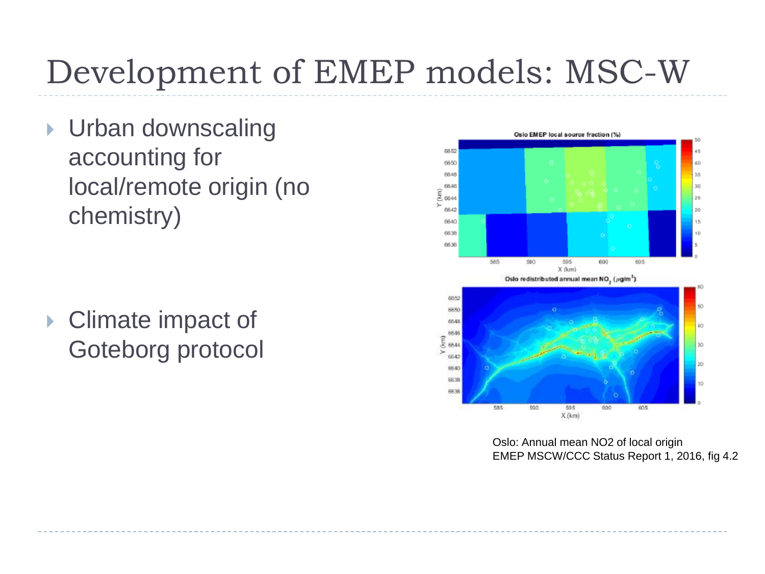# Development of EMEP models: MSC-W

- Urban downscaling accounting for local/remote origin (no chemistry)

- Climate impact of Goteborg protocol

Oslo: Annual mean NO2 of local origin
EMEP MSCW/CCC Status Report 1, 2016, fig 4.2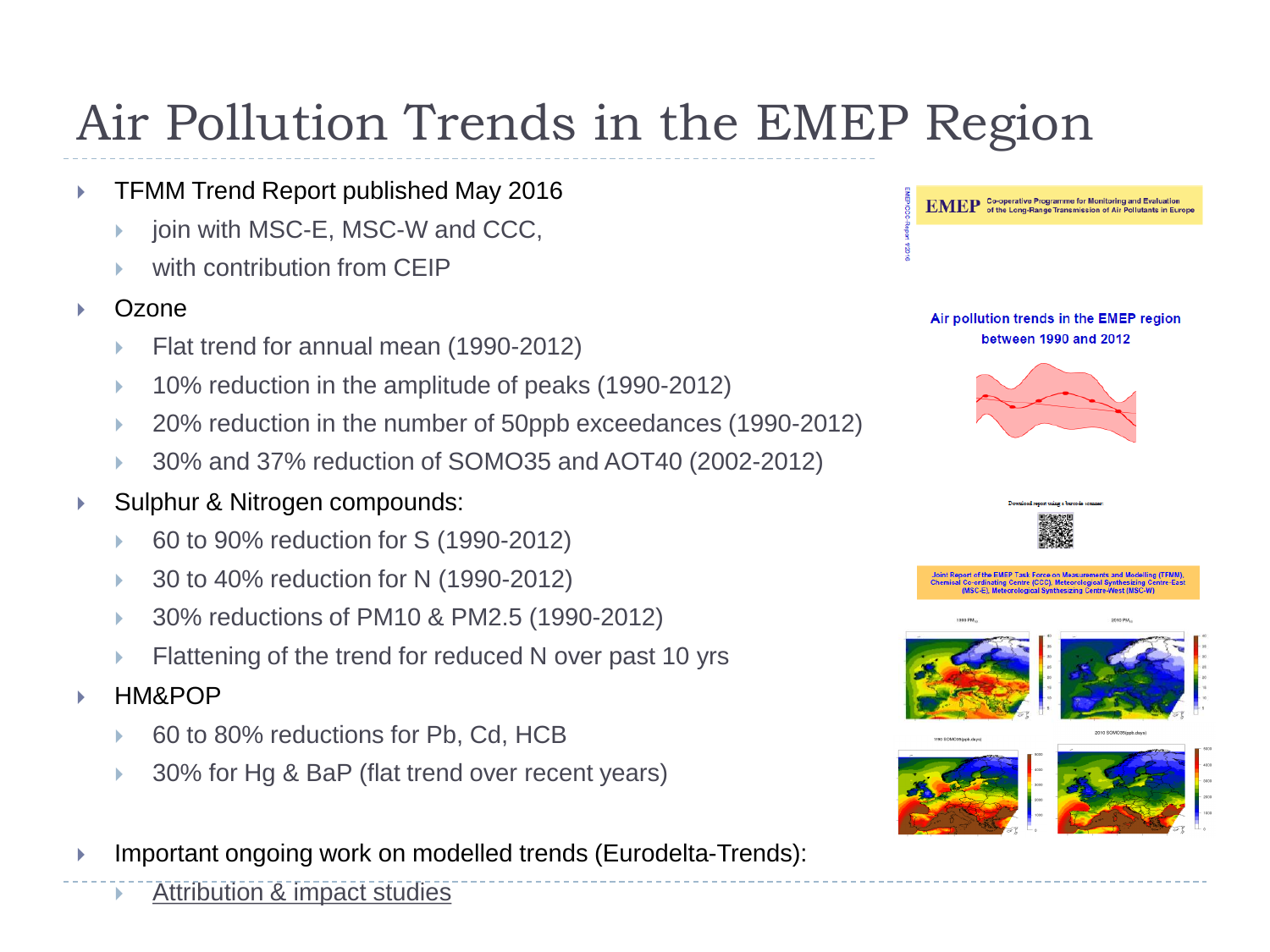# Air Pollution Trends in the EMEP Region

- TFMM Trend Report published May 2016
  - join with MSC-E, MSC-W and CCC,
  - with contribution from CEIP
- Ozone
  - Flat trend for annual mean (1990-2012)
  - 10% reduction in the amplitude of peaks (1990-2012)
  - 20% reduction in the number of 50ppb exceedances (1990-2012)
  - 30% and 37% reduction of SOMO35 and AOT40 (2002-2012)
- Sulphur & Nitrogen compounds:
  - 60 to 90% reduction for S (1990-2012)
  - 30 to 40% reduction for N (1990-2012)
  - 30% reductions of PM10 & PM2.5 (1990-2012)
  - Flattening of the trend for reduced N over past 10 yrs
- HM&POP
  - 60 to 80% reductions for Pb, Cd, HCB
  - 30% for Hg & BaP (flat trend over recent years)
- Important ongoing work on modelled trends (Eurodelta-Trends):
  - Attribution & impact studies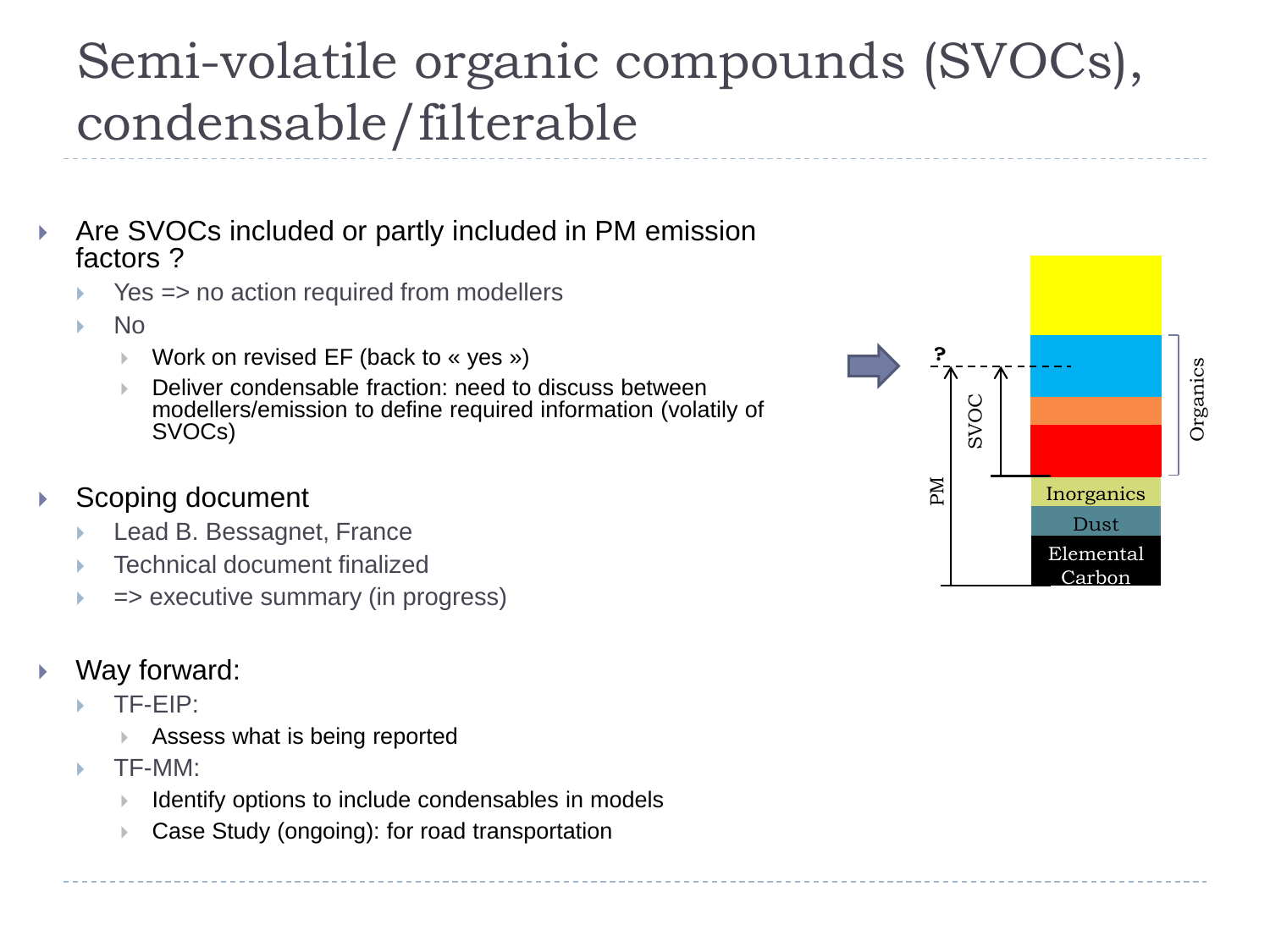# Semi-volatile organic compounds (SVOCs), condensable/filterable

- Are SVOCs included or partly included in PM emission factors ?
  - Yes => no action required from modellers
  - No
    - Work on revised EF (back to « yes »)
    - Deliver condensable fraction: need to discuss between modellers/emission to define required information (volatily of SVOCs)

- Scoping document
  - Lead B. Bessagnet, France
  - Technical document finalized
  - => executive summary (in progress)

- Way forward:
  - TF-EIP:
    - Assess what is being reported
  - TF-MM:
    - Identify options to include condensables in models
    - Case Study (ongoing): for road transportation

?

PM

SVOC

Organics

Inorganics

Dust

Elemental Carbon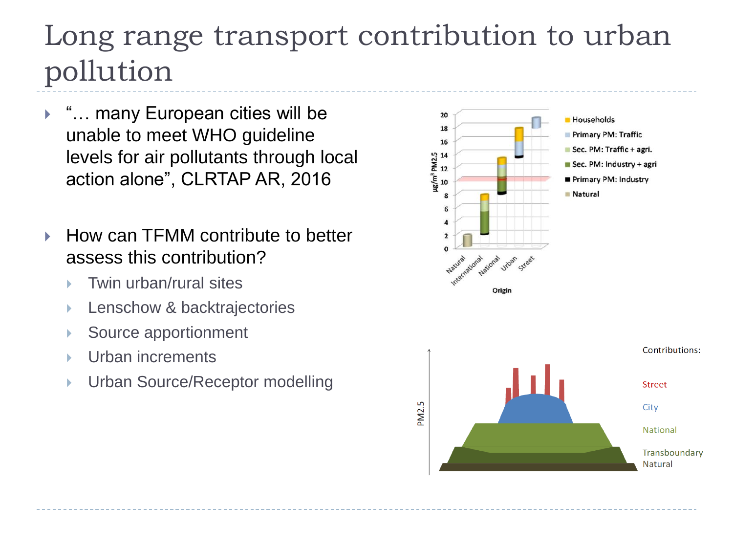# Long range transport contribution to urban pollution

- "… many European cities will be unable to meet WHO guideline levels for air pollutants through local action alone", CLRTAP AR, 2016

- How can TFMM contribute to better assess this contribution?
  - Twin urban/rural sites
  - Lenschow & backtrajectories
  - Source apportionment
  - Urban increments
  - Urban Source/Receptor modelling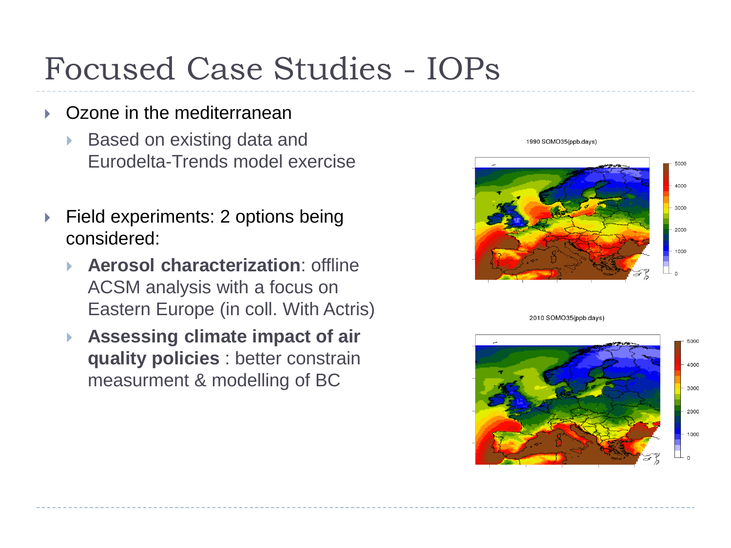# Focused Case Studies - IOPs

- Ozone in the mediterranean
  - Based on existing data and Eurodelta-Trends model exercise
- Field experiments: 2 options being considered:
  - **Aerosol characterization**: offline ACSM analysis with a focus on Eastern Europe (in coll. With Actris)
  - **Assessing climate impact of air quality policies** : better constrain measurment & modelling of BC

1990 SOMO35(ppb.days)

2010 SOMO35(ppb.days)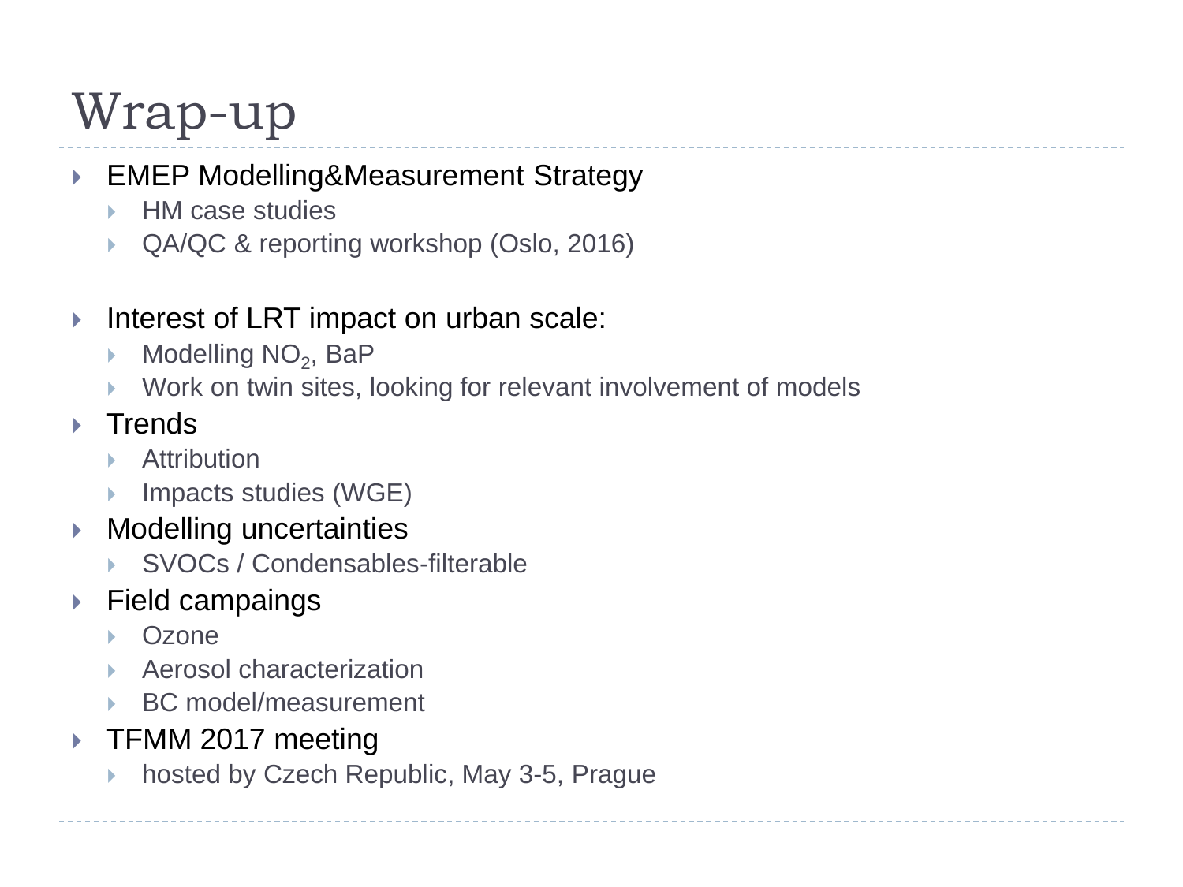# Wrap-up

- EMEP Modelling&Measurement Strategy
  - HM case studies
  - QA/QC & reporting workshop (Oslo, 2016)
- Interest of LRT impact on urban scale:
  - Modelling $NO_2$, BaP
  - Work on twin sites, looking for relevant involvement of models
- Trends
  - Attribution
  - Impacts studies (WGE)
- Modelling uncertainties
  - SVOCs / Condensables-filterable
- Field campaings
  - Ozone
  - Aerosol characterization
  - BC model/measurement
- TFMM 2017 meeting
  - hosted by Czech Republic, May 3-5, Prague